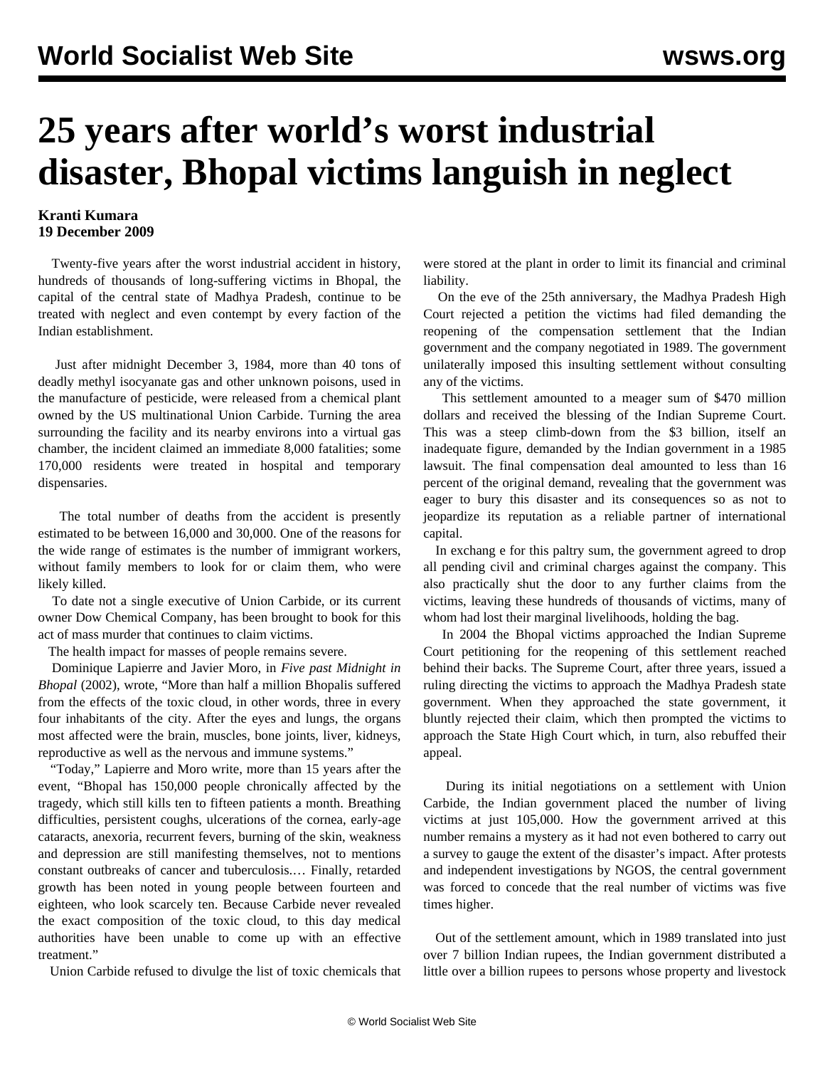# 25 years after world's worst industrial disaster, Bhopal victims languish in neglect

**Kranti Kumara**
**19 December 2009**

Twenty-five years after the worst industrial accident in history, hundreds of thousands of long-suffering victims in Bhopal, the capital of the central state of Madhya Pradesh, continue to be treated with neglect and even contempt by every faction of the Indian establishment.

Just after midnight December 3, 1984, more than 40 tons of deadly methyl isocyanate gas and other unknown poisons, used in the manufacture of pesticide, were released from a chemical plant owned by the US multinational Union Carbide. Turning the area surrounding the facility and its nearby environs into a virtual gas chamber, the incident claimed an immediate 8,000 fatalities; some 170,000 residents were treated in hospital and temporary dispensaries.

The total number of deaths from the accident is presently estimated to be between 16,000 and 30,000. One of the reasons for the wide range of estimates is the number of immigrant workers, without family members to look for or claim them, who were likely killed.

To date not a single executive of Union Carbide, or its current owner Dow Chemical Company, has been brought to book for this act of mass murder that continues to claim victims.

The health impact for masses of people remains severe.

Dominique Lapierre and Javier Moro, in *Five past Midnight in Bhopal* (2002), wrote, "More than half a million Bhopalis suffered from the effects of the toxic cloud, in other words, three in every four inhabitants of the city. After the eyes and lungs, the organs most affected were the brain, muscles, bone joints, liver, kidneys, reproductive as well as the nervous and immune systems."

"Today," Lapierre and Moro write, more than 15 years after the event, "Bhopal has 150,000 people chronically affected by the tragedy, which still kills ten to fifteen patients a month. Breathing difficulties, persistent coughs, ulcerations of the cornea, early-age cataracts, anexoria, recurrent fevers, burning of the skin, weakness and depression are still manifesting themselves, not to mentions constant outbreaks of cancer and tuberculosis.… Finally, retarded growth has been noted in young people between fourteen and eighteen, who look scarcely ten. Because Carbide never revealed the exact composition of the toxic cloud, to this day medical authorities have been unable to come up with an effective treatment."

Union Carbide refused to divulge the list of toxic chemicals that were stored at the plant in order to limit its financial and criminal liability.

On the eve of the 25th anniversary, the Madhya Pradesh High Court rejected a petition the victims had filed demanding the reopening of the compensation settlement that the Indian government and the company negotiated in 1989. The government unilaterally imposed this insulting settlement without consulting any of the victims.

This settlement amounted to a meager sum of $470 million dollars and received the blessing of the Indian Supreme Court. This was a steep climb-down from the $3 billion, itself an inadequate figure, demanded by the Indian government in a 1985 lawsuit. The final compensation deal amounted to less than 16 percent of the original demand, revealing that the government was eager to bury this disaster and its consequences so as not to jeopardize its reputation as a reliable partner of international capital.

In exchang e for this paltry sum, the government agreed to drop all pending civil and criminal charges against the company. This also practically shut the door to any further claims from the victims, leaving these hundreds of thousands of victims, many of whom had lost their marginal livelihoods, holding the bag.

In 2004 the Bhopal victims approached the Indian Supreme Court petitioning for the reopening of this settlement reached behind their backs. The Supreme Court, after three years, issued a ruling directing the victims to approach the Madhya Pradesh state government. When they approached the state government, it bluntly rejected their claim, which then prompted the victims to approach the State High Court which, in turn, also rebuffed their appeal.

During its initial negotiations on a settlement with Union Carbide, the Indian government placed the number of living victims at just 105,000. How the government arrived at this number remains a mystery as it had not even bothered to carry out a survey to gauge the extent of the disaster's impact. After protests and independent investigations by NGOS, the central government was forced to concede that the real number of victims was five times higher.

Out of the settlement amount, which in 1989 translated into just over 7 billion Indian rupees, the Indian government distributed a little over a billion rupees to persons whose property and livestock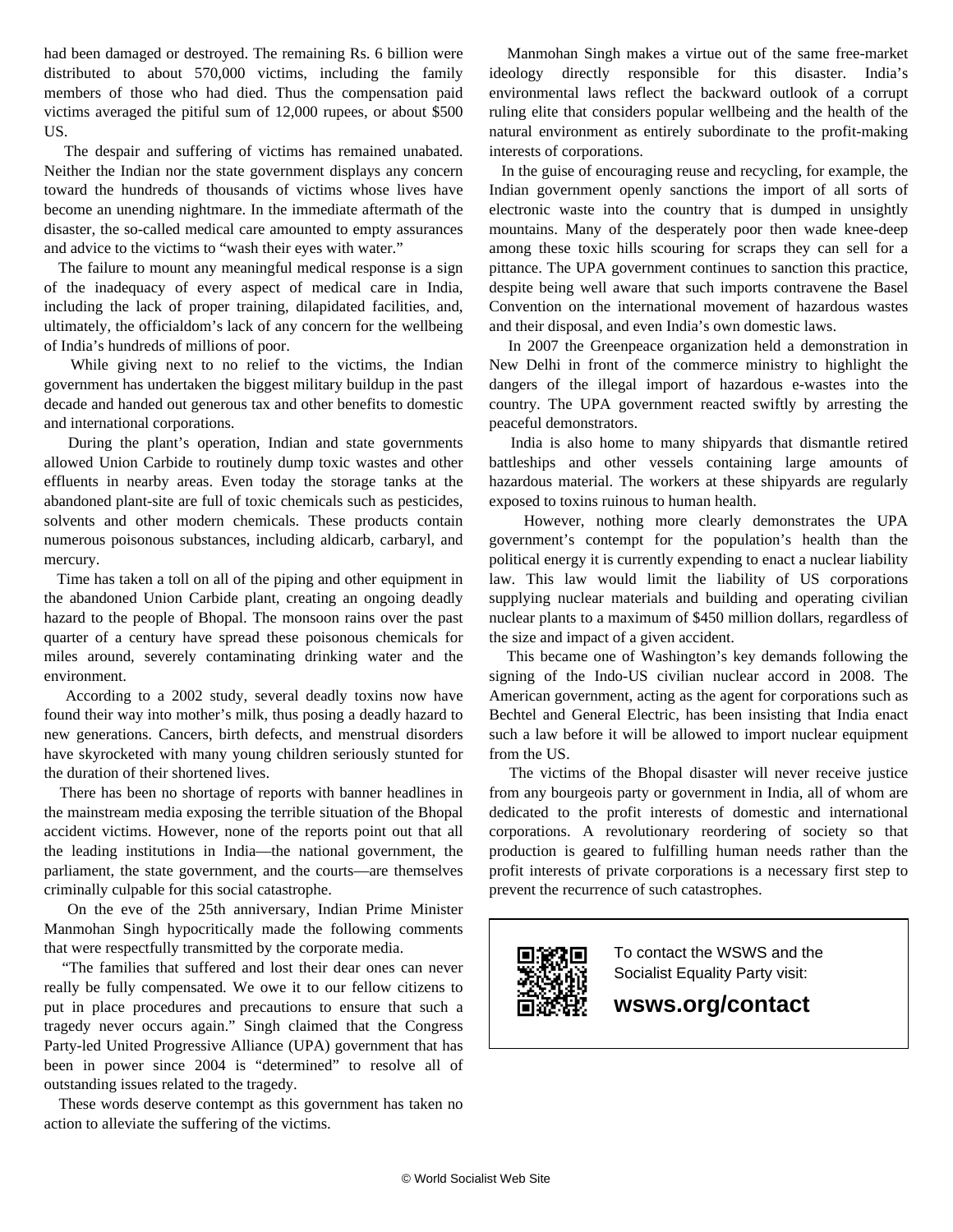had been damaged or destroyed. The remaining Rs. 6 billion were distributed to about 570,000 victims, including the family members of those who had died. Thus the compensation paid victims averaged the pitiful sum of 12,000 rupees, or about $500 US.

The despair and suffering of victims has remained unabated. Neither the Indian nor the state government displays any concern toward the hundreds of thousands of victims whose lives have become an unending nightmare. In the immediate aftermath of the disaster, the so-called medical care amounted to empty assurances and advice to the victims to “wash their eyes with water.”

The failure to mount any meaningful medical response is a sign of the inadequacy of every aspect of medical care in India, including the lack of proper training, dilapidated facilities, and, ultimately, the officialdom’s lack of any concern for the wellbeing of India’s hundreds of millions of poor.

While giving next to no relief to the victims, the Indian government has undertaken the biggest military buildup in the past decade and handed out generous tax and other benefits to domestic and international corporations.

During the plant’s operation, Indian and state governments allowed Union Carbide to routinely dump toxic wastes and other effluents in nearby areas. Even today the storage tanks at the abandoned plant-site are full of toxic chemicals such as pesticides, solvents and other modern chemicals. These products contain numerous poisonous substances, including aldicarb, carbaryl, and mercury.

Time has taken a toll on all of the piping and other equipment in the abandoned Union Carbide plant, creating an ongoing deadly hazard to the people of Bhopal. The monsoon rains over the past quarter of a century have spread these poisonous chemicals for miles around, severely contaminating drinking water and the environment.

According to a 2002 study, several deadly toxins now have found their way into mother’s milk, thus posing a deadly hazard to new generations. Cancers, birth defects, and menstrual disorders have skyrocketed with many young children seriously stunted for the duration of their shortened lives.

There has been no shortage of reports with banner headlines in the mainstream media exposing the terrible situation of the Bhopal accident victims. However, none of the reports point out that all the leading institutions in India—the national government, the parliament, the state government, and the courts—are themselves criminally culpable for this social catastrophe.

On the eve of the 25th anniversary, Indian Prime Minister Manmohan Singh hypocritically made the following comments that were respectfully transmitted by the corporate media.

“The families that suffered and lost their dear ones can never really be fully compensated. We owe it to our fellow citizens to put in place procedures and precautions to ensure that such a tragedy never occurs again.” Singh claimed that the Congress Party-led United Progressive Alliance (UPA) government that has been in power since 2004 is “determined” to resolve all of outstanding issues related to the tragedy.

These words deserve contempt as this government has taken no action to alleviate the suffering of the victims.

Manmohan Singh makes a virtue out of the same free-market ideology directly responsible for this disaster. India’s environmental laws reflect the backward outlook of a corrupt ruling elite that considers popular wellbeing and the health of the natural environment as entirely subordinate to the profit-making interests of corporations.

In the guise of encouraging reuse and recycling, for example, the Indian government openly sanctions the import of all sorts of electronic waste into the country that is dumped in unsightly mountains. Many of the desperately poor then wade knee-deep among these toxic hills scouring for scraps they can sell for a pittance. The UPA government continues to sanction this practice, despite being well aware that such imports contravene the Basel Convention on the international movement of hazardous wastes and their disposal, and even India’s own domestic laws.

In 2007 the Greenpeace organization held a demonstration in New Delhi in front of the commerce ministry to highlight the dangers of the illegal import of hazardous e-wastes into the country. The UPA government reacted swiftly by arresting the peaceful demonstrators.

India is also home to many shipyards that dismantle retired battleships and other vessels containing large amounts of hazardous material. The workers at these shipyards are regularly exposed to toxins ruinous to human health.

However, nothing more clearly demonstrates the UPA government’s contempt for the population’s health than the political energy it is currently expending to enact a nuclear liability law. This law would limit the liability of US corporations supplying nuclear materials and building and operating civilian nuclear plants to a maximum of $450 million dollars, regardless of the size and impact of a given accident.

This became one of Washington’s key demands following the signing of the Indo-US civilian nuclear accord in 2008. The American government, acting as the agent for corporations such as Bechtel and General Electric, has been insisting that India enact such a law before it will be allowed to import nuclear equipment from the US.

The victims of the Bhopal disaster will never receive justice from any bourgeois party or government in India, all of whom are dedicated to the profit interests of domestic and international corporations. A revolutionary reordering of society so that production is geared to fulfilling human needs rather than the profit interests of private corporations is a necessary first step to prevent the recurrence of such catastrophes.

To contact the WSWS and the Socialist Equality Party visit:

**wsws.org/contact**